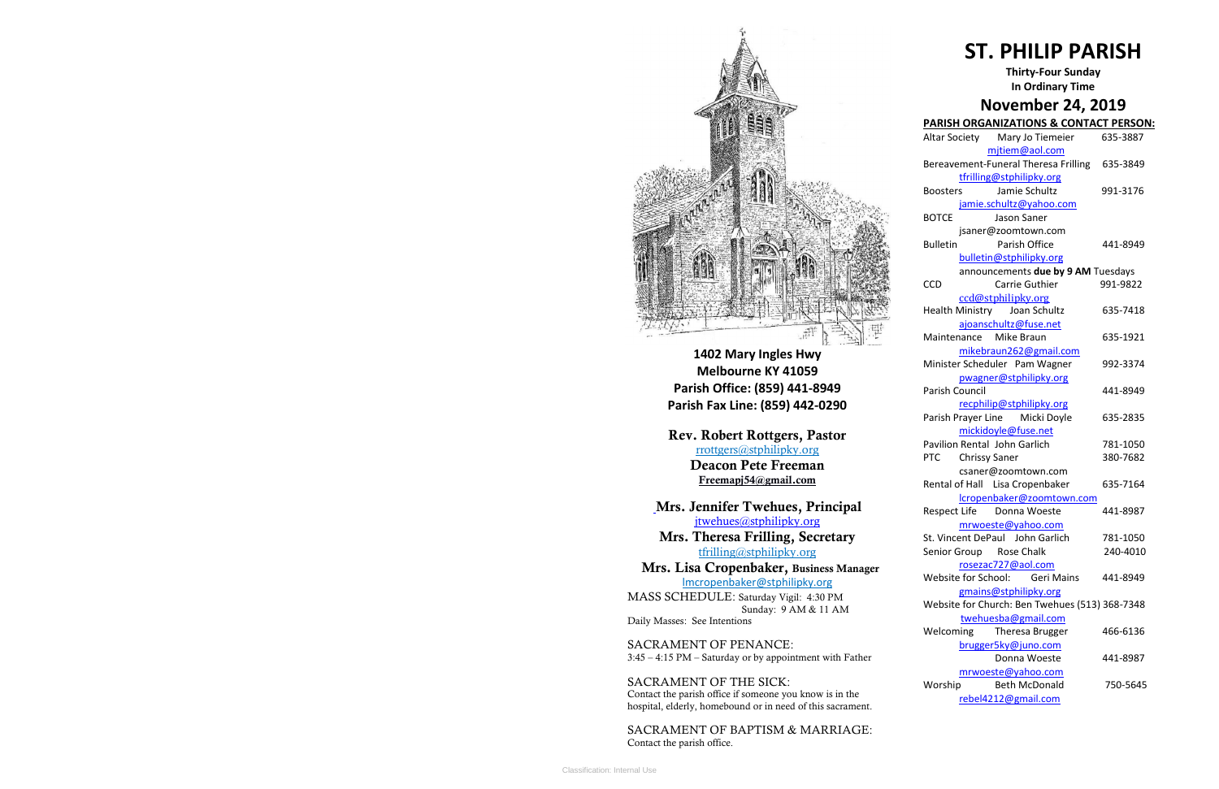1402 Mary Ingles Hwy
Melbourne KY 41059
Parish Office: (859) 441-8949
Parish Fax Line: (859) 442-0290

**Rev. Robert Rottgers, Pastor**
rrottgers@stphilipky.org

**Deacon Pete Freeman**
**Freemapj54@gmail.com**

**Mrs. Jennifer Twehues, Principal**
jtwehues@stphilipky.org

**Mrs. Theresa Frilling, Secretary**
tfrilling@stphilipky.org

**Mrs. Lisa Cropenbaker, Business Manager**
lmcropenbaker@stphilipky.org

MASS SCHEDULE: Saturday Vigil: 4:30 PM
Sunday: 9 AM & 11 AM
Daily Masses: See Intentions

SACRAMENT OF PENANCE:
3:45 – 4:15 PM – Saturday or by appointment with Father

SACRAMENT OF THE SICK:
Contact the parish office if someone you know is in the hospital, elderly, homebound or in need of this sacrament.

SACRAMENT OF BAPTISM & MARRIAGE:
Contact the parish office.

# ST. PHILIP PARISH

**Thirty-Four Sunday In Ordinary Time**

## November 24, 2019

### PARISH ORGANIZATIONS & CONTACT PERSON:

Altar Society Mary Jo Tiemeier 635-3887
mjtiem@aol.com

Bereavement-Funeral Theresa Frilling 635-3849
tfrilling@stphilipky.org

Boosters Jamie Schultz 991-3176
jamie.schultz@yahoo.com

BOTCE Jason Saner
jsaner@zoomtown.com

Bulletin Parish Office 441-8949
bulletin@stphilipky.org
announcements **due by 9 AM** Tuesdays

CCD Carrie Guthier 991-9822
ccd@stphilipky.org

Health Ministry Joan Schultz 635-7418
ajoanschultz@fuse.net

Maintenance Mike Braun 635-1921
mikebraun262@gmail.com

Minister Scheduler Pam Wagner 992-3374
pwagner@stphilipky.org

Parish Council 441-8949
recphilip@stphilipky.org

Parish Prayer Line Micki Doyle 635-2835
mickidoyle@fuse.net

Pavilion Rental John Garlich 781-1050

PTC Chrissy Saner 380-7682
csaner@zoomtown.com

Rental of Hall Lisa Cropenbaker 635-7164
lcropenbaker@zoomtown.com

Respect Life Donna Woeste 441-8987
mrwoeste@yahoo.com

St. Vincent DePaul John Garlich 781-1050

Senior Group Rose Chalk 240-4010
rosezac727@aol.com

Website for School: Geri Mains 441-8949
gmains@stphilipky.org

Website for Church: Ben Twehues (513) 368-7348
twehuesba@gmail.com

Welcoming Theresa Brugger 466-6136
brugger5ky@juno.com
Donna Woeste 441-8987
mrwoeste@yahoo.com

Worship Beth McDonald 750-5645
rebel4212@gmail.com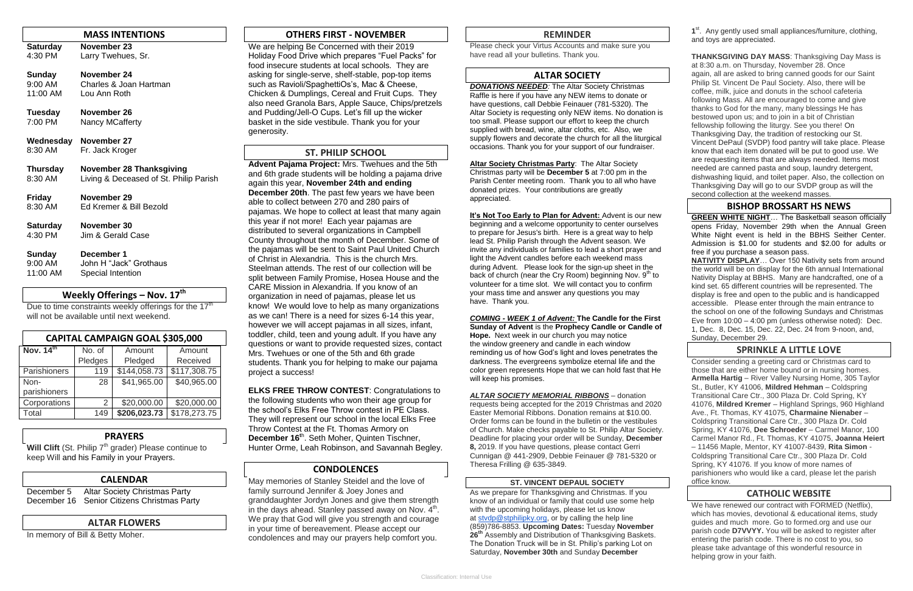## MASS INTENTIONS

**Saturday** — **November 23**
4:30 PM — Larry Twehues, Sr.

**Sunday** — **November 24**
9:00 AM — Charles & Joan Hartman
11:00 AM — Lou Ann Roth

**Tuesday** — **November 26**
7:00 PM — Nancy MCafferty

**Wednesday** — **November 27**
8:30 AM — Fr. Jack Kroger

**Thursday** — **November 28 Thanksgiving**
8:30 AM — Living & Deceased of St. Philip Parish

**Friday** — **November 29**
8:30 AM — Ed Kremer & Bill Bezold

**Saturday** — **November 30**
4:30 PM — Jim & Gerald Case

**Sunday** — **December 1**
9:00 AM — John H "Jack" Grothaus
11:00 AM — Special Intention

## Weekly Offerings – Nov. 17th

Due to time constraints weekly offerings for the 17th will not be available until next weekend.

## CAPITAL CAMPAIGN GOAL $305,000

| Nov. 14th | No. of Pledges | Amount Pledged | Amount Received |
|---|---|---|---|
| Parishioners | 119 | $144,058.73 | $117,308.75 |
| Non-parishioners | 28 | $41,965.00 | $40,965.00 |
| Corporations | 2 | $20,000.00 | $20,000.00 |
| Total | 149 | **$206,023.73** | $178,273.75 |

## PRAYERS

**Will Clift** (St. Philip 7th grader) Please continue to keep Will and his Family in your Prayers.

## CALENDAR

December 5 — Altar Society Christmas Party
December 16 — Senior Citizens Christmas Party

## ALTAR FLOWERS

In memory of Bill & Betty Moher.

## OTHERS FIRST - NOVEMBER

We are helping Be Concerned with their 2019 Holiday Food Drive which prepares "Fuel Packs" for food insecure students at local schools. They are asking for single-serve, shelf-stable, pop-top items such as Ravioli/SpaghettiOs's, Mac & Cheese, Chicken & Dumplings, Cereal and Fruit Cups. They also need Granola Bars, Apple Sauce, Chips/pretzels and Pudding/Jell-O Cups. Let's fill up the wicker basket in the side vestibule. Thank you for your generosity.

## ST. PHILIP SCHOOL

**Advent Pajama Project:** Mrs. Twehues and the 5th and 6th grade students will be holding a pajama drive again this year, **November 24th and ending December 20th**. The past few years we have been able to collect between 270 and 280 pairs of pajamas. We hope to collect at least that many again this year if not more! Each year pajamas are distributed to several organizations in Campbell County throughout the month of December. Some of the pajamas will be sent to Saint Paul United Church of Christ in Alexandria. This is the church Mrs. Steelman attends. The rest of our collection will be split between Family Promise, Hosea House and the CARE Mission in Alexandria. If you know of an organization in need of pajamas, please let us know! We would love to help as many organizations as we can! There is a need for sizes 6-14 this year, however we will accept pajamas in all sizes, infant, toddler, child, teen and young adult. If you have any questions or want to provide requested sizes, contact Mrs. Twehues or one of the 5th and 6th grade students. Thank you for helping to make our pajama project a success!

**ELKS FREE THROW CONTEST**: Congratulations to the following students who won their age group for the school's Elks Free Throw contest in PE Class. They will represent our school in the local Elks Free Throw Contest at the Ft. Thomas Armory on **December 16th**. Seth Moher, Quinten Tischner, Hunter Orme, Leah Robinson, and Savannah Begley.

## CONDOLENCES

May memories of Stanley Steidel and the love of family surround Jennifer & Joey Jones and granddaughter Jordyn Jones and give them strength in the days ahead. Stanley passed away on Nov. 4th. We pray that God will give you strength and courage in your time of bereavement. Please accept our condolences and may our prayers help comfort you.

## REMINDER

Please check your Virtus Accounts and make sure you have read all your bulletins. Thank you.

## ALTAR SOCIETY

***DONATIONS NEEDED**:* The Altar Society Christmas Raffle is here if you have any NEW items to donate or have questions, call Debbie Feinauer (781-5320). The Altar Society is requesting only NEW items. No donation is too small. Please support our effort to keep the church supplied with bread, wine, altar cloths, etc. Also, we supply flowers and decorate the church for all the liturgical occasions. Thank you for your support of our fundraiser.

**Altar Society Christmas Party**: The Altar Society Christmas party will be **December 5** at 7:00 pm in the Parish Center meeting room. Thank you to all who have donated prizes. Your contributions are greatly appreciated.

**It's Not Too Early to Plan for Advent:** Advent is our new beginning and a welcome opportunity to center ourselves to prepare for Jesus's birth. Here is a great way to help lead St. Philip Parish through the Advent season. We invite any individuals or families to lead a short prayer and light the Advent candles before each weekend mass during Advent. Please look for the sign-up sheet in the back of church (near the Cry Room) beginning Nov. 9th to volunteer for a time slot. We will contact you to confirm your mass time and answer any questions you may have. Thank you.

***COMING - WEEK 1 of Advent:*** **The Candle for the First Sunday of Advent** is the **Prophecy Candle or Candle of Hope.** Next week in our church you may notice the window greenery and candle in each window reminding us of how God's light and loves penetrates the darkness. The evergreens symbolize eternal life and the color green represents Hope that we can hold fast that He will keep his promises.

***ALTAR SOCIETY MEMORIAL RIBBONS*** – donation requests being accepted for the 2019 Christmas and 2020 Easter Memorial Ribbons. Donation remains at $10.00. Order forms can be found in the bulletin or the vestibules of Church. Make checks payable to St. Philip Altar Society. Deadline for placing your order will be Sunday, **December 8,** 2019. If you have questions, please contact Gerri Cunnigan @ 441-2909, Debbie Feinauer @ 781-5320 or Theresa Frilling @ 635-3849.

## ST. VINCENT DEPAUL SOCIETY

As we prepare for Thanksgiving and Christmas. If you know of an individual or family that could use some help with the upcoming holidays, please let us know at stvdp@stphilipky.org, or by calling the help line (859)786-8853. **Upcoming Dates:** Tuesday **November 26th** Assembly and Distribution of Thanksgiving Baskets. The Donation Truck will be in St. Philip's parking Lot on Saturday, **November 30th** and Sunday **December 1st**. Any gently used small appliances/furniture, clothing, and toys are appreciated.

**THANKSGIVING DAY MASS**: Thanksgiving Day Mass is at 8:30 a.m. on Thursday, November 28. Once again, all are asked to bring canned goods for our Saint Philip St. Vincent De Paul Society. Also, there will be coffee, milk, juice and donuts in the school cafeteria following Mass. All are encouraged to come and give thanks to God for the many, many blessings He has bestowed upon us; and to join in a bit of Christian fellowship following the liturgy. See you there! On Thanksgiving Day, the tradition of restocking our St. Vincent DePaul (SVDP) food pantry will take place. Please know that each item donated will be put to good use. We are requesting items that are always needed. Items most needed are canned pasta and soup, laundry detergent, dishwashing liquid, and toilet paper. Also, the collection on Thanksgiving Day will go to our SVDP group as will the second collection at the weekend masses.

## BISHOP BROSSART HS NEWS

**GREEN WHITE NIGHT**… The Basketball season officially opens Friday, November 29th when the Annual Green White Night event is held in the BBHS Seither Center. Admission is $1.00 for students and $2.00 for adults or free if you purchase a season pass.

**NATIVITY DISPLAY**… Over 150 Nativity sets from around the world will be on display for the 6th annual International Nativity Display at BBHS. Many are handcrafted, one of a kind set. 65 different countries will be represented. The display is free and open to the public and is handicapped accessible. Please enter through the main entrance to the school on one of the following Sundays and Christmas Eve from 10:00 – 4:00 pm (unless otherwise noted): Dec. 1, Dec. 8, Dec. 15, Dec. 22, Dec. 24 from 9-noon, and, Sunday, December 29.

## SPRINKLE A LITTLE LOVE

Consider sending a greeting card or Christmas card to those that are either home bound or in nursing homes. **Armella Hartig** – River Valley Nursing Home, 305 Taylor St., Butler, KY 41006, **Mildred Hehman** – Coldspring Transitional Care Ctr., 300 Plaza Dr. Cold Spring, KY 41076, **Mildred Kremer** – Highland Springs, 960 Highland Ave., Ft. Thomas, KY 41075, **Charmaine Nienaber** – Coldspring Transitional Care Ctr., 300 Plaza Dr. Cold Spring, KY 41076, **Dee Schroeder** – Carmel Manor, 100 Carmel Manor Rd., Ft. Thomas, KY 41075, **Joanna Heiert** – 11456 Maple, Mentor, KY 41007-8439, **Rita Simon** - Coldspring Transitional Care Ctr., 300 Plaza Dr. Cold Spring, KY 41076. If you know of more names of parishioners who would like a card, please let the parish office know.

## CATHOLIC WEBSITE

We have renewed our contract with FORMED (Netflix), which has movies, devotional & educational items, study guides and much more. Go to formed.org and use our parish code **D7VVYY.** You will be asked to register after entering the parish code. There is no cost to you, so please take advantage of this wonderful resource in helping grow in your faith.